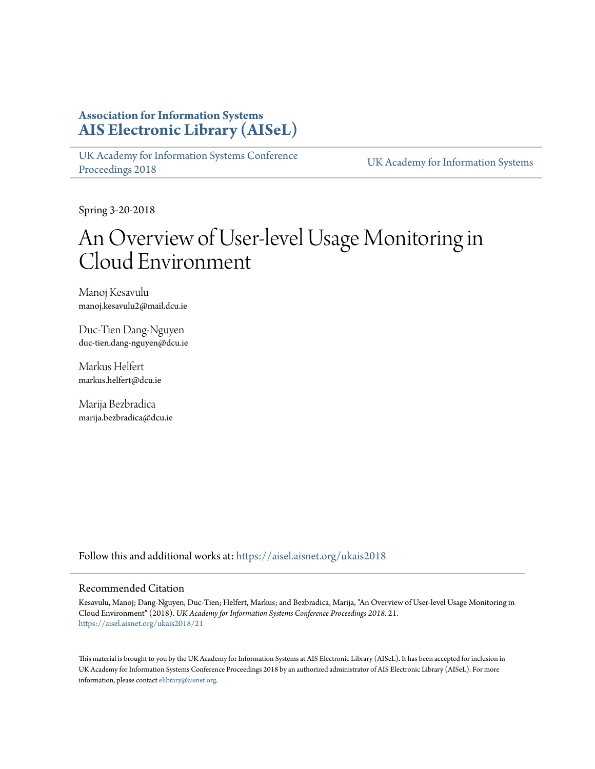**Association for Information Systems**
**AIS Electronic Library (AISeL)**

UK Academy for Information Systems Conference Proceedings 2018 | UK Academy for Information Systems

Spring 3-20-2018

# An Overview of User-level Usage Monitoring in Cloud Environment

Manoj Kesavulu
manoj.kesavulu2@mail.dcu.ie

Duc-Tien Dang-Nguyen
duc-tien.dang-nguyen@dcu.ie

Markus Helfert
markus.helfert@dcu.ie

Marija Bezbradica
marija.bezbradica@dcu.ie

Follow this and additional works at: https://aisel.aisnet.org/ukais2018

## Recommended Citation

Kesavulu, Manoj; Dang-Nguyen, Duc-Tien; Helfert, Markus; and Bezbradica, Marija, "An Overview of User-level Usage Monitoring in Cloud Environment" (2018). *UK Academy for Information Systems Conference Proceedings 2018*. 21.
https://aisel.aisnet.org/ukais2018/21

This material is brought to you by the UK Academy for Information Systems at AIS Electronic Library (AISeL). It has been accepted for inclusion in UK Academy for Information Systems Conference Proceedings 2018 by an authorized administrator of AIS Electronic Library (AISeL). For more information, please contact elibrary@aisnet.org.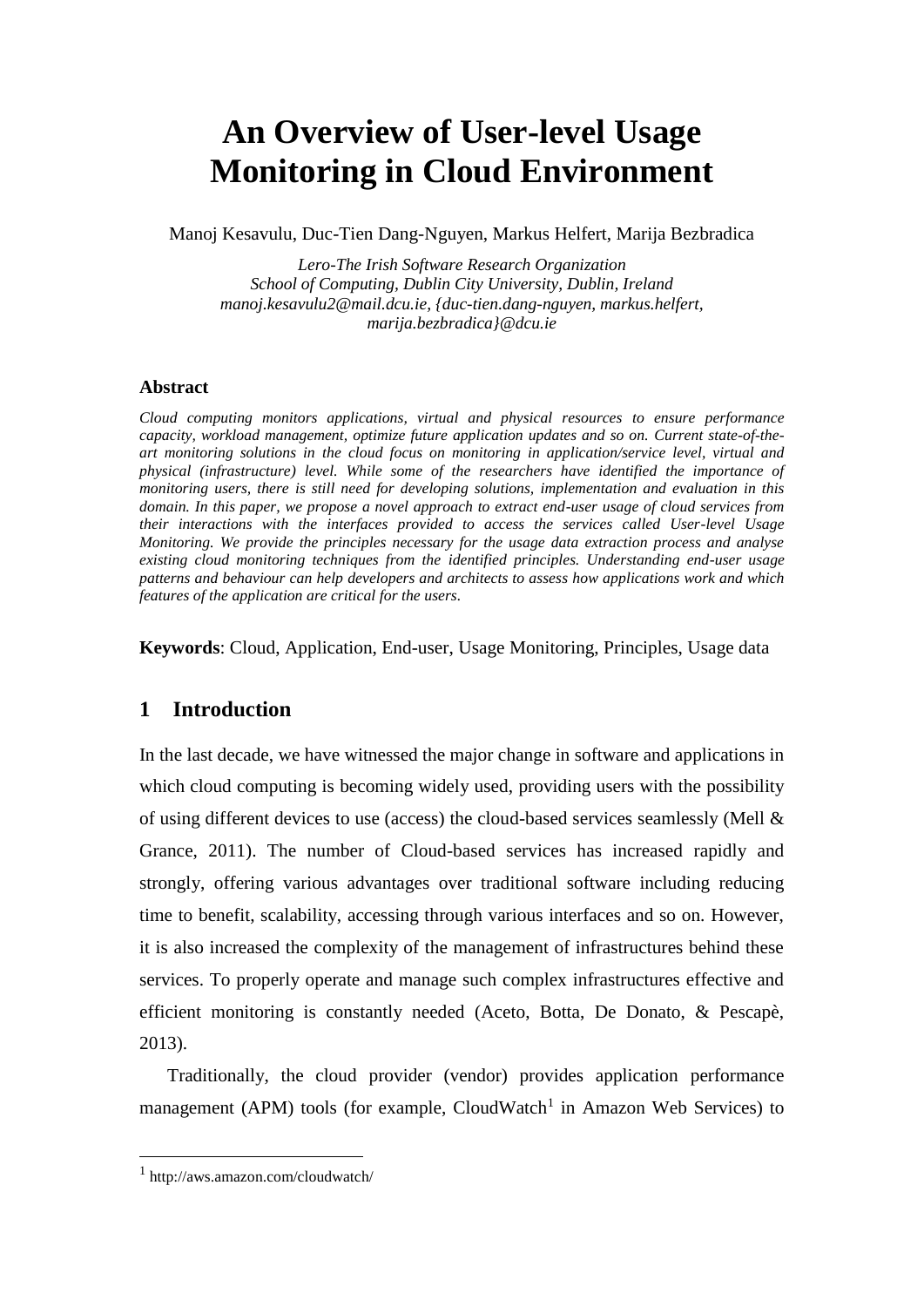# An Overview of User-level Usage Monitoring in Cloud Environment

Manoj Kesavulu, Duc-Tien Dang-Nguyen, Markus Helfert, Marija Bezbradica

*Lero-The Irish Software Research Organization*
*School of Computing, Dublin City University, Dublin, Ireland*
*manoj.kesavulu2@mail.dcu.ie, {duc-tien.dang-nguyen, markus.helfert, marija.bezbradica}@dcu.ie*

**Abstract**

*Cloud computing monitors applications, virtual and physical resources to ensure performance capacity, workload management, optimize future application updates and so on. Current state-of-the-art monitoring solutions in the cloud focus on monitoring in application/service level, virtual and physical (infrastructure) level. While some of the researchers have identified the importance of monitoring users, there is still need for developing solutions, implementation and evaluation in this domain. In this paper, we propose a novel approach to extract end-user usage of cloud services from their interactions with the interfaces provided to access the services called User-level Usage Monitoring. We provide the principles necessary for the usage data extraction process and analyse existing cloud monitoring techniques from the identified principles. Understanding end-user usage patterns and behaviour can help developers and architects to assess how applications work and which features of the application are critical for the users.*

**Keywords**: Cloud, Application, End-user, Usage Monitoring, Principles, Usage data

## 1 Introduction

In the last decade, we have witnessed the major change in software and applications in which cloud computing is becoming widely used, providing users with the possibility of using different devices to use (access) the cloud-based services seamlessly (Mell & Grance, 2011). The number of Cloud-based services has increased rapidly and strongly, offering various advantages over traditional software including reducing time to benefit, scalability, accessing through various interfaces and so on. However, it is also increased the complexity of the management of infrastructures behind these services. To properly operate and manage such complex infrastructures effective and efficient monitoring is constantly needed (Aceto, Botta, De Donato, & Pescapè, 2013).

Traditionally, the cloud provider (vendor) provides application performance management (APM) tools (for example, CloudWatch[1] in Amazon Web Services) to

[1] http://aws.amazon.com/cloudwatch/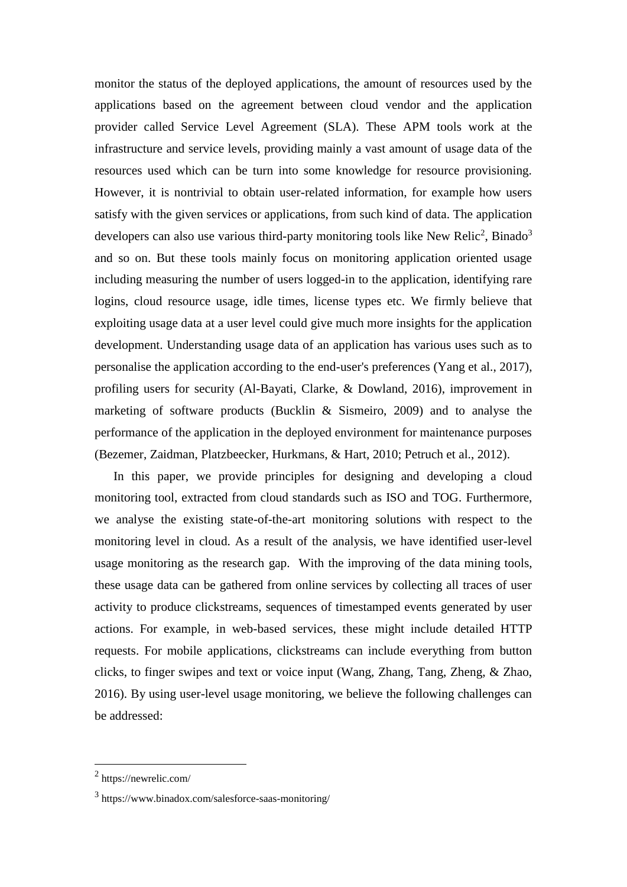monitor the status of the deployed applications, the amount of resources used by the applications based on the agreement between cloud vendor and the application provider called Service Level Agreement (SLA). These APM tools work at the infrastructure and service levels, providing mainly a vast amount of usage data of the resources used which can be turn into some knowledge for resource provisioning. However, it is nontrivial to obtain user-related information, for example how users satisfy with the given services or applications, from such kind of data. The application developers can also use various third-party monitoring tools like New Relic[2], Binado[3] and so on. But these tools mainly focus on monitoring application oriented usage including measuring the number of users logged-in to the application, identifying rare logins, cloud resource usage, idle times, license types etc. We firmly believe that exploiting usage data at a user level could give much more insights for the application development. Understanding usage data of an application has various uses such as to personalise the application according to the end-user's preferences (Yang et al., 2017), profiling users for security (Al-Bayati, Clarke, & Dowland, 2016), improvement in marketing of software products (Bucklin & Sismeiro, 2009) and to analyse the performance of the application in the deployed environment for maintenance purposes (Bezemer, Zaidman, Platzbeecker, Hurkmans, & Hart, 2010; Petruch et al., 2012).

In this paper, we provide principles for designing and developing a cloud monitoring tool, extracted from cloud standards such as ISO and TOG. Furthermore, we analyse the existing state-of-the-art monitoring solutions with respect to the monitoring level in cloud. As a result of the analysis, we have identified user-level usage monitoring as the research gap. With the improving of the data mining tools, these usage data can be gathered from online services by collecting all traces of user activity to produce clickstreams, sequences of timestamped events generated by user actions. For example, in web-based services, these might include detailed HTTP requests. For mobile applications, clickstreams can include everything from button clicks, to finger swipes and text or voice input (Wang, Zhang, Tang, Zheng, & Zhao, 2016). By using user-level usage monitoring, we believe the following challenges can be addressed:

---

[2] https://newrelic.com/

[3] https://www.binadox.com/salesforce-saas-monitoring/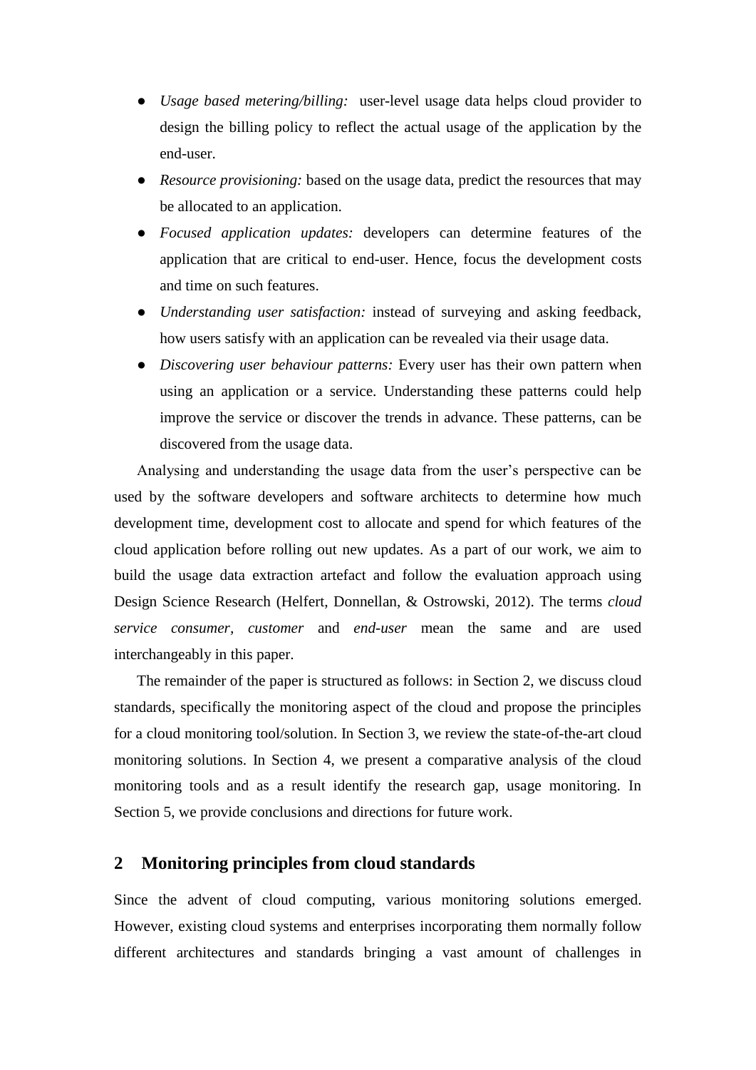- *Usage based metering/billing:* user-level usage data helps cloud provider to design the billing policy to reflect the actual usage of the application by the end-user.
- *Resource provisioning:* based on the usage data, predict the resources that may be allocated to an application.
- *Focused application updates:* developers can determine features of the application that are critical to end-user. Hence, focus the development costs and time on such features.
- *Understanding user satisfaction:* instead of surveying and asking feedback, how users satisfy with an application can be revealed via their usage data.
- *Discovering user behaviour patterns:* Every user has their own pattern when using an application or a service. Understanding these patterns could help improve the service or discover the trends in advance. These patterns, can be discovered from the usage data.

Analysing and understanding the usage data from the user's perspective can be used by the software developers and software architects to determine how much development time, development cost to allocate and spend for which features of the cloud application before rolling out new updates. As a part of our work, we aim to build the usage data extraction artefact and follow the evaluation approach using Design Science Research (Helfert, Donnellan, & Ostrowski, 2012). The terms *cloud service consumer*, *customer* and *end-user* mean the same and are used interchangeably in this paper.

The remainder of the paper is structured as follows: in Section 2, we discuss cloud standards, specifically the monitoring aspect of the cloud and propose the principles for a cloud monitoring tool/solution. In Section 3, we review the state-of-the-art cloud monitoring solutions. In Section 4, we present a comparative analysis of the cloud monitoring tools and as a result identify the research gap, usage monitoring. In Section 5, we provide conclusions and directions for future work.

## 2 Monitoring principles from cloud standards

Since the advent of cloud computing, various monitoring solutions emerged. However, existing cloud systems and enterprises incorporating them normally follow different architectures and standards bringing a vast amount of challenges in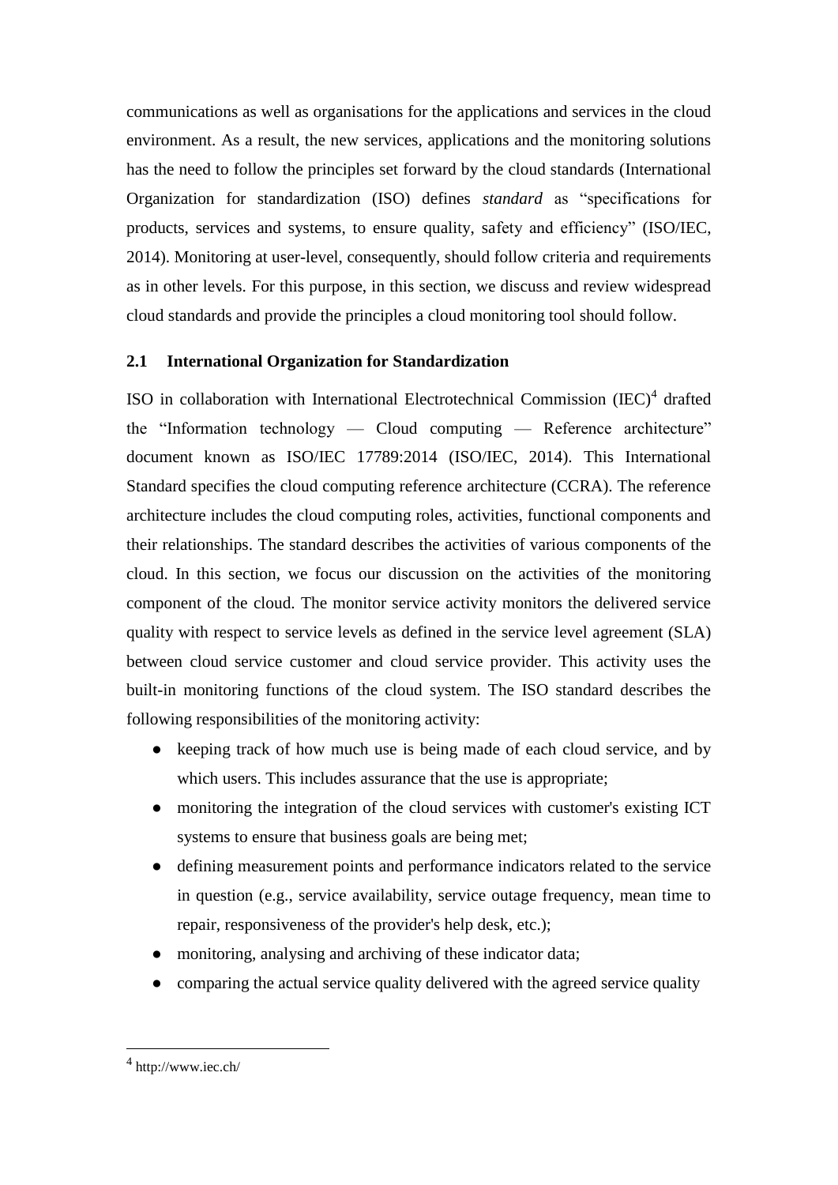communications as well as organisations for the applications and services in the cloud environment. As a result, the new services, applications and the monitoring solutions has the need to follow the principles set forward by the cloud standards (International Organization for standardization (ISO) defines *standard* as “specifications for products, services and systems, to ensure quality, safety and efficiency” (ISO/IEC, 2014). Monitoring at user-level, consequently, should follow criteria and requirements as in other levels. For this purpose, in this section, we discuss and review widespread cloud standards and provide the principles a cloud monitoring tool should follow.

## 2.1 International Organization for Standardization

ISO in collaboration with International Electrotechnical Commission (IEC)[4] drafted the “Information technology — Cloud computing — Reference architecture” document known as ISO/IEC 17789:2014 (ISO/IEC, 2014). This International Standard specifies the cloud computing reference architecture (CCRA). The reference architecture includes the cloud computing roles, activities, functional components and their relationships. The standard describes the activities of various components of the cloud. In this section, we focus our discussion on the activities of the monitoring component of the cloud. The monitor service activity monitors the delivered service quality with respect to service levels as defined in the service level agreement (SLA) between cloud service customer and cloud service provider. This activity uses the built-in monitoring functions of the cloud system. The ISO standard describes the following responsibilities of the monitoring activity:

- keeping track of how much use is being made of each cloud service, and by which users. This includes assurance that the use is appropriate;
- monitoring the integration of the cloud services with customer's existing ICT systems to ensure that business goals are being met;
- defining measurement points and performance indicators related to the service in question (e.g., service availability, service outage frequency, mean time to repair, responsiveness of the provider's help desk, etc.);
- monitoring, analysing and archiving of these indicator data;
- comparing the actual service quality delivered with the agreed service quality

[4] http://www.iec.ch/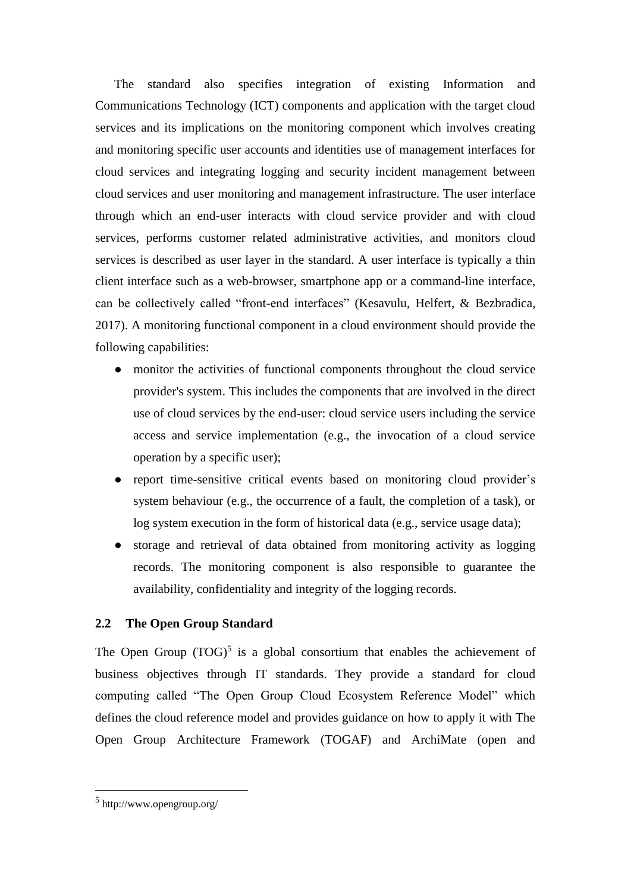The standard also specifies integration of existing Information and Communications Technology (ICT) components and application with the target cloud services and its implications on the monitoring component which involves creating and monitoring specific user accounts and identities use of management interfaces for cloud services and integrating logging and security incident management between cloud services and user monitoring and management infrastructure. The user interface through which an end-user interacts with cloud service provider and with cloud services, performs customer related administrative activities, and monitors cloud services is described as user layer in the standard. A user interface is typically a thin client interface such as a web-browser, smartphone app or a command-line interface, can be collectively called "front-end interfaces" (Kesavulu, Helfert, & Bezbradica, 2017). A monitoring functional component in a cloud environment should provide the following capabilities:

- monitor the activities of functional components throughout the cloud service provider's system. This includes the components that are involved in the direct use of cloud services by the end-user: cloud service users including the service access and service implementation (e.g., the invocation of a cloud service operation by a specific user);
- report time-sensitive critical events based on monitoring cloud provider's system behaviour (e.g., the occurrence of a fault, the completion of a task), or log system execution in the form of historical data (e.g., service usage data);
- storage and retrieval of data obtained from monitoring activity as logging records. The monitoring component is also responsible to guarantee the availability, confidentiality and integrity of the logging records.

## 2.2 The Open Group Standard

The Open Group (TOG)[5] is a global consortium that enables the achievement of business objectives through IT standards. They provide a standard for cloud computing called "The Open Group Cloud Ecosystem Reference Model" which defines the cloud reference model and provides guidance on how to apply it with The Open Group Architecture Framework (TOGAF) and ArchiMate (open and

[5] http://www.opengroup.org/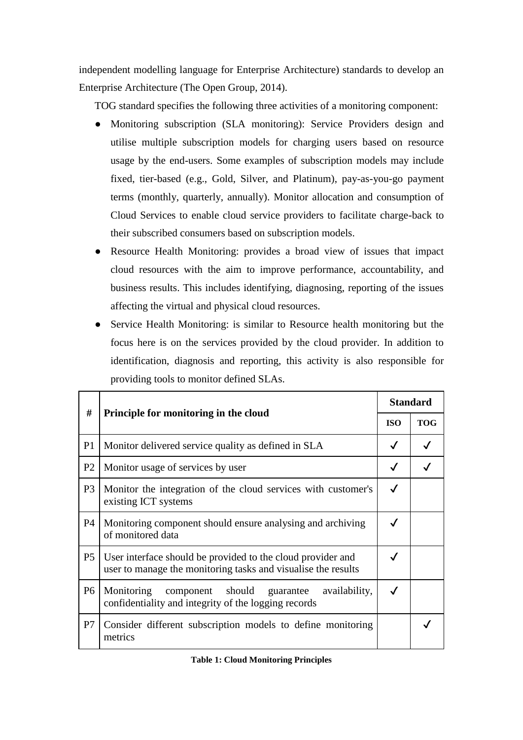independent modelling language for Enterprise Architecture) standards to develop an Enterprise Architecture (The Open Group, 2014).

TOG standard specifies the following three activities of a monitoring component:

- Monitoring subscription (SLA monitoring): Service Providers design and utilise multiple subscription models for charging users based on resource usage by the end-users. Some examples of subscription models may include fixed, tier-based (e.g., Gold, Silver, and Platinum), pay-as-you-go payment terms (monthly, quarterly, annually). Monitor allocation and consumption of Cloud Services to enable cloud service providers to facilitate charge-back to their subscribed consumers based on subscription models.
- Resource Health Monitoring: provides a broad view of issues that impact cloud resources with the aim to improve performance, accountability, and business results. This includes identifying, diagnosing, reporting of the issues affecting the virtual and physical cloud resources.
- Service Health Monitoring: is similar to Resource health monitoring but the focus here is on the services provided by the cloud provider. In addition to identification, diagnosis and reporting, this activity is also responsible for providing tools to monitor defined SLAs.

| # | Principle for monitoring in the cloud | Standard | |
|---|---|---|---|
| | | ISO | TOG |
| P1 | Monitor delivered service quality as defined in SLA | ✓ | ✓ |
| P2 | Monitor usage of services by user | ✓ | ✓ |
| P3 | Monitor the integration of the cloud services with customer's existing ICT systems | ✓ | |
| P4 | Monitoring component should ensure analysing and archiving of monitored data | ✓ | |
| P5 | User interface should be provided to the cloud provider and user to manage the monitoring tasks and visualise the results | ✓ | |
| P6 | Monitoring component should guarantee availability, confidentiality and integrity of the logging records | ✓ | |
| P7 | Consider different subscription models to define monitoring metrics | | ✓ |

**Table 1: Cloud Monitoring Principles**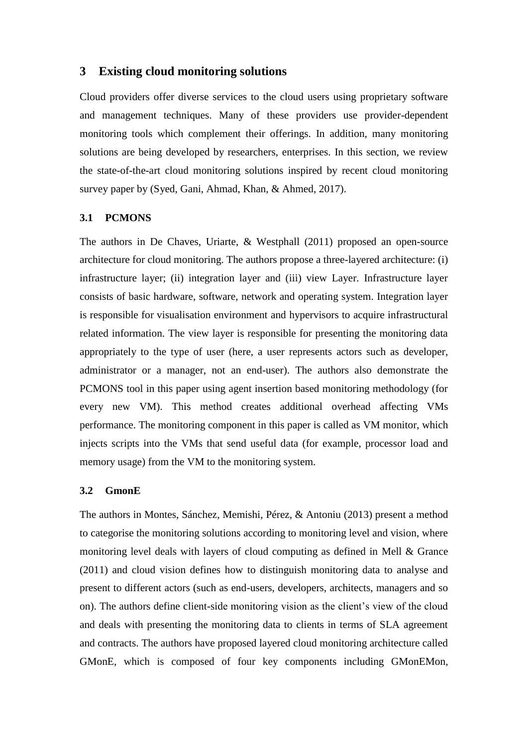## 3 Existing cloud monitoring solutions

Cloud providers offer diverse services to the cloud users using proprietary software and management techniques. Many of these providers use provider-dependent monitoring tools which complement their offerings. In addition, many monitoring solutions are being developed by researchers, enterprises. In this section, we review the state-of-the-art cloud monitoring solutions inspired by recent cloud monitoring survey paper by (Syed, Gani, Ahmad, Khan, & Ahmed, 2017).

### 3.1 PCMONS

The authors in De Chaves, Uriarte, & Westphall (2011) proposed an open-source architecture for cloud monitoring. The authors propose a three-layered architecture: (i) infrastructure layer; (ii) integration layer and (iii) view Layer. Infrastructure layer consists of basic hardware, software, network and operating system. Integration layer is responsible for visualisation environment and hypervisors to acquire infrastructural related information. The view layer is responsible for presenting the monitoring data appropriately to the type of user (here, a user represents actors such as developer, administrator or a manager, not an end-user). The authors also demonstrate the PCMONS tool in this paper using agent insertion based monitoring methodology (for every new VM). This method creates additional overhead affecting VMs performance. The monitoring component in this paper is called as VM monitor, which injects scripts into the VMs that send useful data (for example, processor load and memory usage) from the VM to the monitoring system.

### 3.2 GmonE

The authors in Montes, Sánchez, Memishi, Pérez, & Antoniu (2013) present a method to categorise the monitoring solutions according to monitoring level and vision, where monitoring level deals with layers of cloud computing as defined in Mell & Grance (2011) and cloud vision defines how to distinguish monitoring data to analyse and present to different actors (such as end-users, developers, architects, managers and so on). The authors define client-side monitoring vision as the client's view of the cloud and deals with presenting the monitoring data to clients in terms of SLA agreement and contracts. The authors have proposed layered cloud monitoring architecture called GMonE, which is composed of four key components including GMonEMon,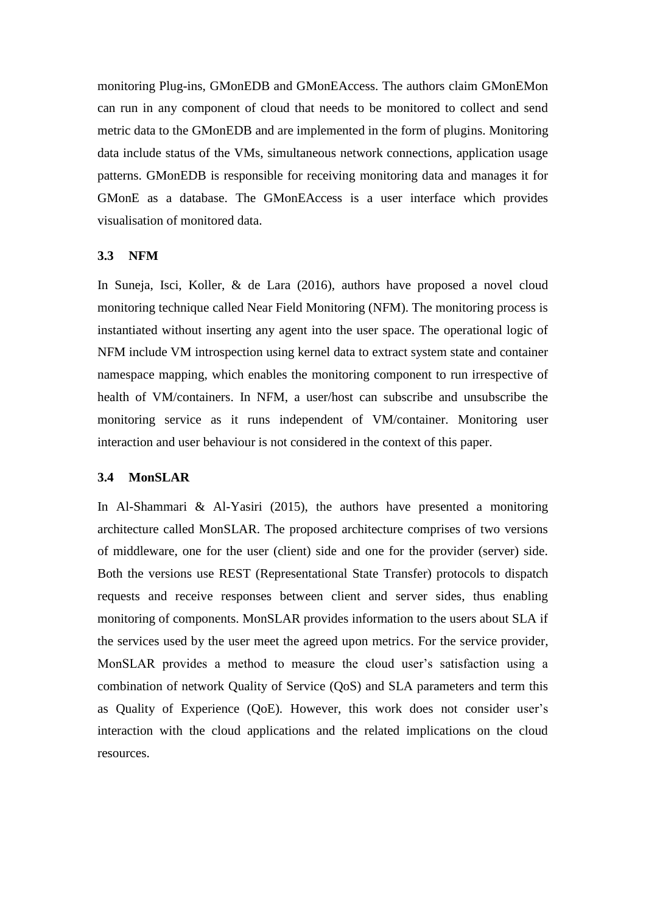monitoring Plug-ins, GMonEDB and GMonEAccess. The authors claim GMonEMon can run in any component of cloud that needs to be monitored to collect and send metric data to the GMonEDB and are implemented in the form of plugins. Monitoring data include status of the VMs, simultaneous network connections, application usage patterns. GMonEDB is responsible for receiving monitoring data and manages it for GMonE as a database. The GMonEAccess is a user interface which provides visualisation of monitored data.

### 3.3 NFM

In Suneja, Isci, Koller, & de Lara (2016), authors have proposed a novel cloud monitoring technique called Near Field Monitoring (NFM). The monitoring process is instantiated without inserting any agent into the user space. The operational logic of NFM include VM introspection using kernel data to extract system state and container namespace mapping, which enables the monitoring component to run irrespective of health of VM/containers. In NFM, a user/host can subscribe and unsubscribe the monitoring service as it runs independent of VM/container. Monitoring user interaction and user behaviour is not considered in the context of this paper.

### 3.4 MonSLAR

In Al-Shammari & Al-Yasiri (2015), the authors have presented a monitoring architecture called MonSLAR. The proposed architecture comprises of two versions of middleware, one for the user (client) side and one for the provider (server) side. Both the versions use REST (Representational State Transfer) protocols to dispatch requests and receive responses between client and server sides, thus enabling monitoring of components. MonSLAR provides information to the users about SLA if the services used by the user meet the agreed upon metrics. For the service provider, MonSLAR provides a method to measure the cloud user's satisfaction using a combination of network Quality of Service (QoS) and SLA parameters and term this as Quality of Experience (QoE). However, this work does not consider user's interaction with the cloud applications and the related implications on the cloud resources.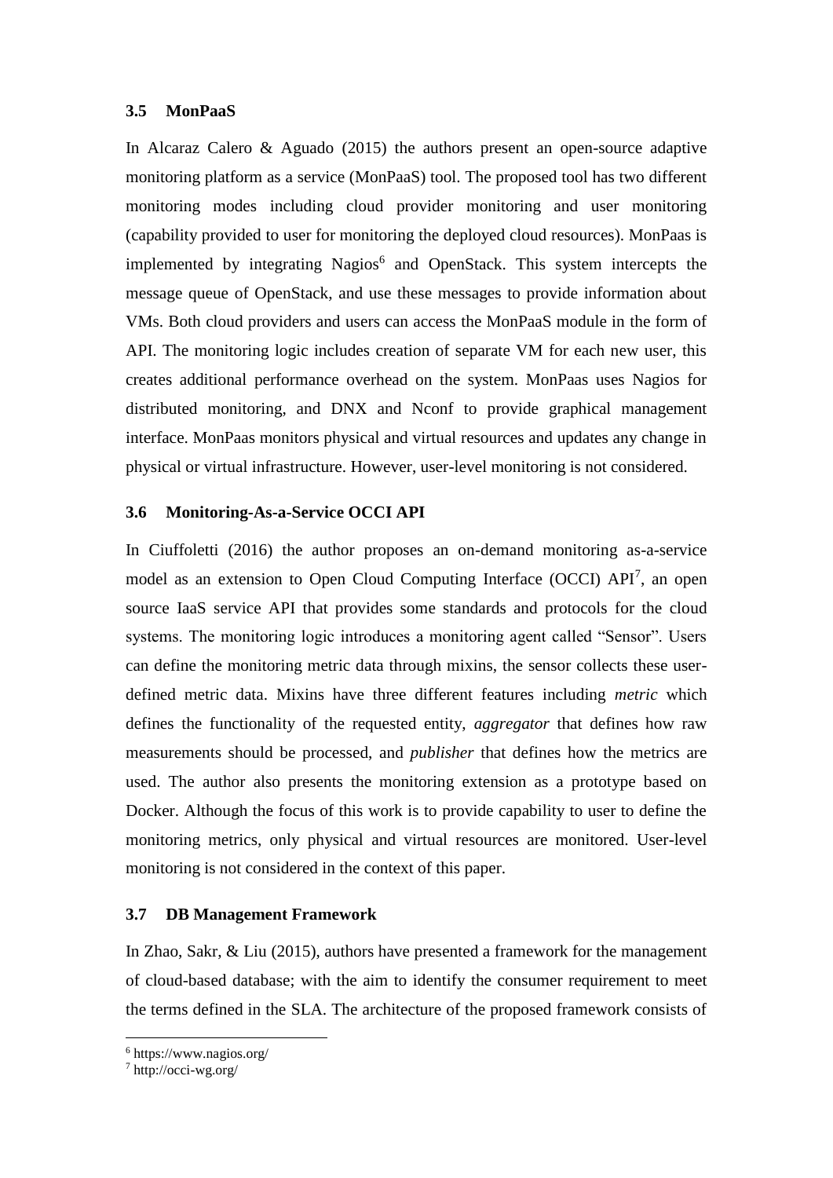### 3.5 MonPaaS

In Alcaraz Calero & Aguado (2015) the authors present an open-source adaptive monitoring platform as a service (MonPaaS) tool. The proposed tool has two different monitoring modes including cloud provider monitoring and user monitoring (capability provided to user for monitoring the deployed cloud resources). MonPaas is implemented by integrating Nagios[6] and OpenStack. This system intercepts the message queue of OpenStack, and use these messages to provide information about VMs. Both cloud providers and users can access the MonPaaS module in the form of API. The monitoring logic includes creation of separate VM for each new user, this creates additional performance overhead on the system. MonPaas uses Nagios for distributed monitoring, and DNX and Nconf to provide graphical management interface. MonPaas monitors physical and virtual resources and updates any change in physical or virtual infrastructure. However, user-level monitoring is not considered.

### 3.6 Monitoring-As-a-Service OCCI API

In Ciuffoletti (2016) the author proposes an on-demand monitoring as-a-service model as an extension to Open Cloud Computing Interface (OCCI) API[7], an open source IaaS service API that provides some standards and protocols for the cloud systems. The monitoring logic introduces a monitoring agent called "Sensor". Users can define the monitoring metric data through mixins, the sensor collects these user-defined metric data. Mixins have three different features including *metric* which defines the functionality of the requested entity, *aggregator* that defines how raw measurements should be processed, and *publisher* that defines how the metrics are used. The author also presents the monitoring extension as a prototype based on Docker. Although the focus of this work is to provide capability to user to define the monitoring metrics, only physical and virtual resources are monitored. User-level monitoring is not considered in the context of this paper.

### 3.7 DB Management Framework

In Zhao, Sakr, & Liu (2015), authors have presented a framework for the management of cloud-based database; with the aim to identify the consumer requirement to meet the terms defined in the SLA. The architecture of the proposed framework consists of

---

[6] https://www.nagios.org/

[7] http://occi-wg.org/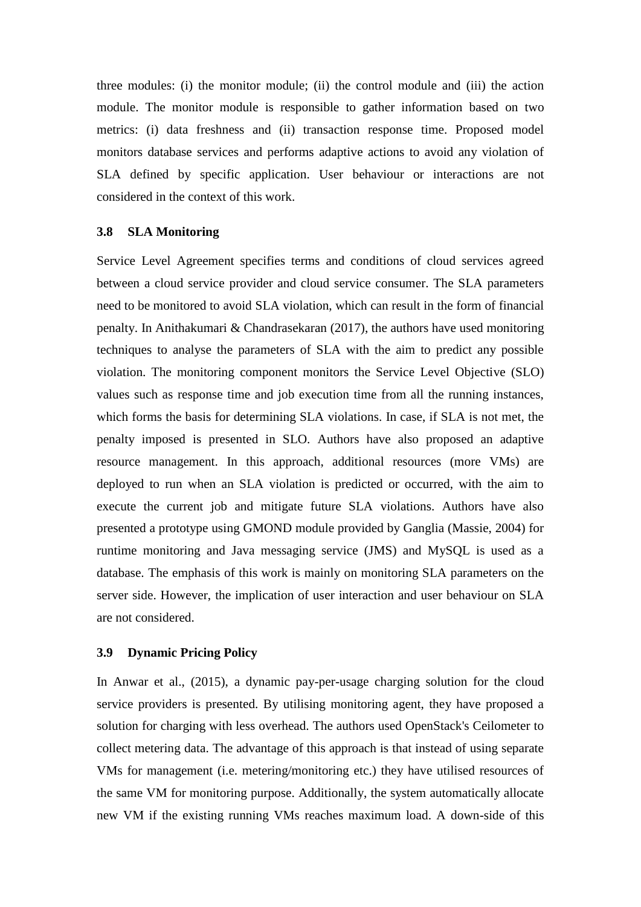three modules: (i) the monitor module; (ii) the control module and (iii) the action module. The monitor module is responsible to gather information based on two metrics: (i) data freshness and (ii) transaction response time. Proposed model monitors database services and performs adaptive actions to avoid any violation of SLA defined by specific application. User behaviour or interactions are not considered in the context of this work.

### 3.8 SLA Monitoring

Service Level Agreement specifies terms and conditions of cloud services agreed between a cloud service provider and cloud service consumer. The SLA parameters need to be monitored to avoid SLA violation, which can result in the form of financial penalty. In Anithakumari & Chandrasekaran (2017), the authors have used monitoring techniques to analyse the parameters of SLA with the aim to predict any possible violation. The monitoring component monitors the Service Level Objective (SLO) values such as response time and job execution time from all the running instances, which forms the basis for determining SLA violations. In case, if SLA is not met, the penalty imposed is presented in SLO. Authors have also proposed an adaptive resource management. In this approach, additional resources (more VMs) are deployed to run when an SLA violation is predicted or occurred, with the aim to execute the current job and mitigate future SLA violations. Authors have also presented a prototype using GMOND module provided by Ganglia (Massie, 2004) for runtime monitoring and Java messaging service (JMS) and MySQL is used as a database. The emphasis of this work is mainly on monitoring SLA parameters on the server side. However, the implication of user interaction and user behaviour on SLA are not considered.

### 3.9 Dynamic Pricing Policy

In Anwar et al., (2015), a dynamic pay-per-usage charging solution for the cloud service providers is presented. By utilising monitoring agent, they have proposed a solution for charging with less overhead. The authors used OpenStack's Ceilometer to collect metering data. The advantage of this approach is that instead of using separate VMs for management (i.e. metering/monitoring etc.) they have utilised resources of the same VM for monitoring purpose. Additionally, the system automatically allocate new VM if the existing running VMs reaches maximum load. A down-side of this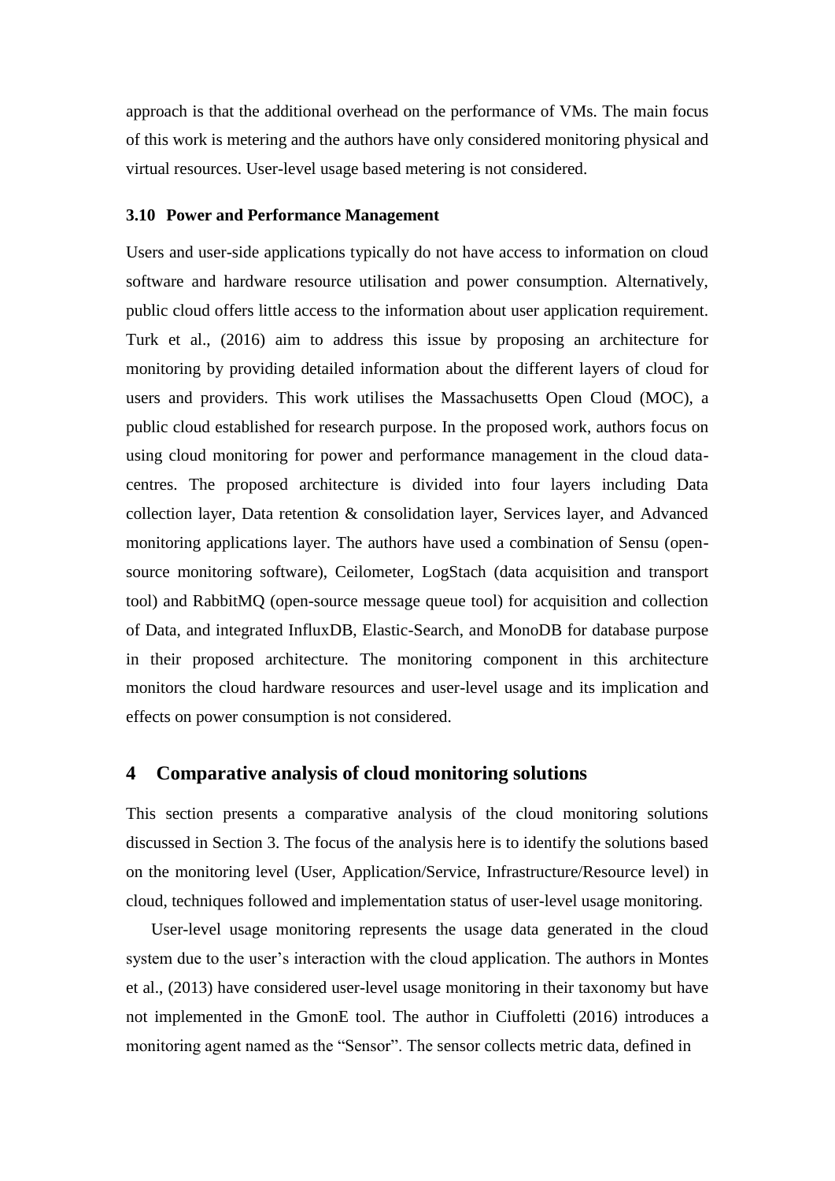approach is that the additional overhead on the performance of VMs. The main focus of this work is metering and the authors have only considered monitoring physical and virtual resources. User-level usage based metering is not considered.

### 3.10 Power and Performance Management

Users and user-side applications typically do not have access to information on cloud software and hardware resource utilisation and power consumption. Alternatively, public cloud offers little access to the information about user application requirement. Turk et al., (2016) aim to address this issue by proposing an architecture for monitoring by providing detailed information about the different layers of cloud for users and providers. This work utilises the Massachusetts Open Cloud (MOC), a public cloud established for research purpose. In the proposed work, authors focus on using cloud monitoring for power and performance management in the cloud data-centres. The proposed architecture is divided into four layers including Data collection layer, Data retention & consolidation layer, Services layer, and Advanced monitoring applications layer. The authors have used a combination of Sensu (open-source monitoring software), Ceilometer, LogStach (data acquisition and transport tool) and RabbitMQ (open-source message queue tool) for acquisition and collection of Data, and integrated InfluxDB, Elastic-Search, and MonoDB for database purpose in their proposed architecture. The monitoring component in this architecture monitors the cloud hardware resources and user-level usage and its implication and effects on power consumption is not considered.

## 4 Comparative analysis of cloud monitoring solutions

This section presents a comparative analysis of the cloud monitoring solutions discussed in Section 3. The focus of the analysis here is to identify the solutions based on the monitoring level (User, Application/Service, Infrastructure/Resource level) in cloud, techniques followed and implementation status of user-level usage monitoring.

User-level usage monitoring represents the usage data generated in the cloud system due to the user's interaction with the cloud application. The authors in Montes et al., (2013) have considered user-level usage monitoring in their taxonomy but have not implemented in the GmonE tool. The author in Ciuffoletti (2016) introduces a monitoring agent named as the "Sensor". The sensor collects metric data, defined in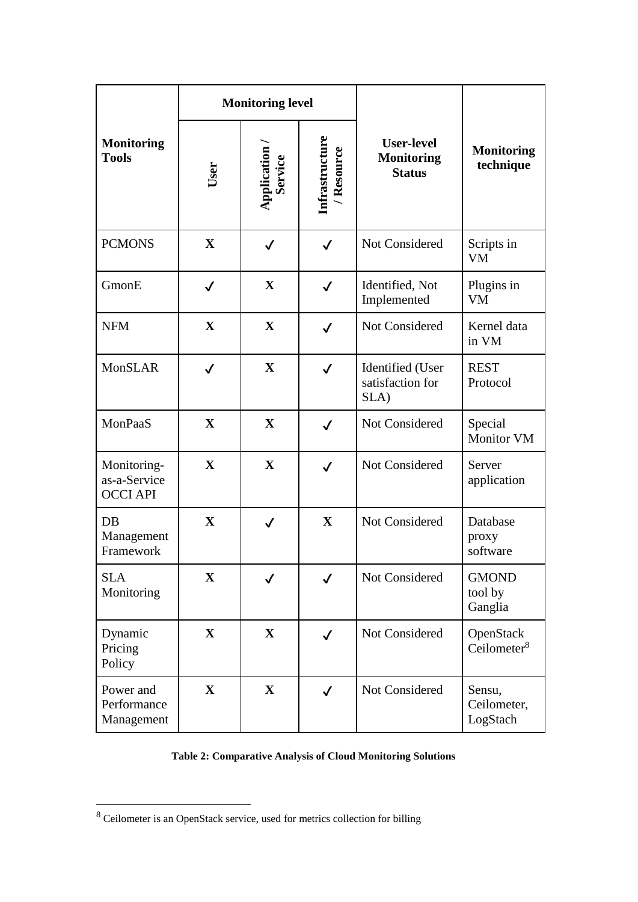| Monitoring Tools | Monitoring level | | | User-level Monitoring Status | Monitoring technique |
|---|---|---|---|---|---|
| | User | Application / Service | Infrastructure / Resource | | |
| PCMONS | X | ✓ | ✓ | Not Considered | Scripts in VM |
| GmonE | ✓ | X | ✓ | Identified, Not Implemented | Plugins in VM |
| NFM | X | X | ✓ | Not Considered | Kernel data in VM |
| MonSLAR | ✓ | X | ✓ | Identified (User satisfaction for SLA) | REST Protocol |
| MonPaaS | X | X | ✓ | Not Considered | Special Monitor VM |
| Monitoring-as-a-Service OCCI API | X | X | ✓ | Not Considered | Server application |
| DB Management Framework | X | ✓ | X | Not Considered | Database proxy software |
| SLA Monitoring | X | ✓ | ✓ | Not Considered | GMOND tool by Ganglia |
| Dynamic Pricing Policy | X | X | ✓ | Not Considered | OpenStack Ceilometer[8] |
| Power and Performance Management | X | X | ✓ | Not Considered | Sensu, Ceilometer, LogStach |

**Table 2: Comparative Analysis of Cloud Monitoring Solutions**

[8] Ceilometer is an OpenStack service, used for metrics collection for billing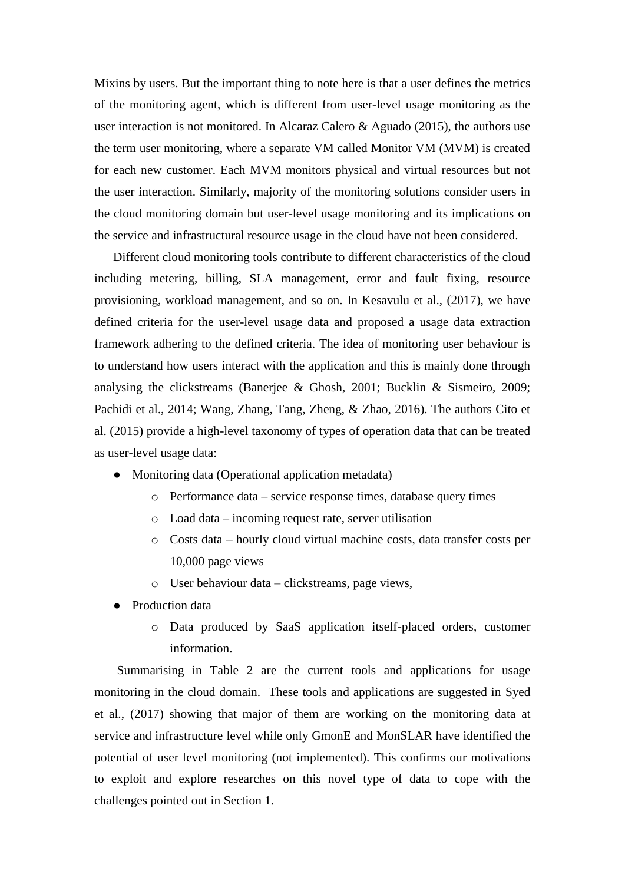Mixins by users. But the important thing to note here is that a user defines the metrics of the monitoring agent, which is different from user-level usage monitoring as the user interaction is not monitored. In Alcaraz Calero & Aguado (2015), the authors use the term user monitoring, where a separate VM called Monitor VM (MVM) is created for each new customer. Each MVM monitors physical and virtual resources but not the user interaction. Similarly, majority of the monitoring solutions consider users in the cloud monitoring domain but user-level usage monitoring and its implications on the service and infrastructural resource usage in the cloud have not been considered.

Different cloud monitoring tools contribute to different characteristics of the cloud including metering, billing, SLA management, error and fault fixing, resource provisioning, workload management, and so on. In Kesavulu et al., (2017), we have defined criteria for the user-level usage data and proposed a usage data extraction framework adhering to the defined criteria. The idea of monitoring user behaviour is to understand how users interact with the application and this is mainly done through analysing the clickstreams (Banerjee & Ghosh, 2001; Bucklin & Sismeiro, 2009; Pachidi et al., 2014; Wang, Zhang, Tang, Zheng, & Zhao, 2016). The authors Cito et al. (2015) provide a high-level taxonomy of types of operation data that can be treated as user-level usage data:

- Monitoring data (Operational application metadata)
    - Performance data – service response times, database query times
    - Load data – incoming request rate, server utilisation
    - Costs data – hourly cloud virtual machine costs, data transfer costs per 10,000 page views
    - User behaviour data – clickstreams, page views,
- Production data
    - Data produced by SaaS application itself-placed orders, customer information.

Summarising in Table 2 are the current tools and applications for usage monitoring in the cloud domain. These tools and applications are suggested in Syed et al., (2017) showing that major of them are working on the monitoring data at service and infrastructure level while only GmonE and MonSLAR have identified the potential of user level monitoring (not implemented). This confirms our motivations to exploit and explore researches on this novel type of data to cope with the challenges pointed out in Section 1.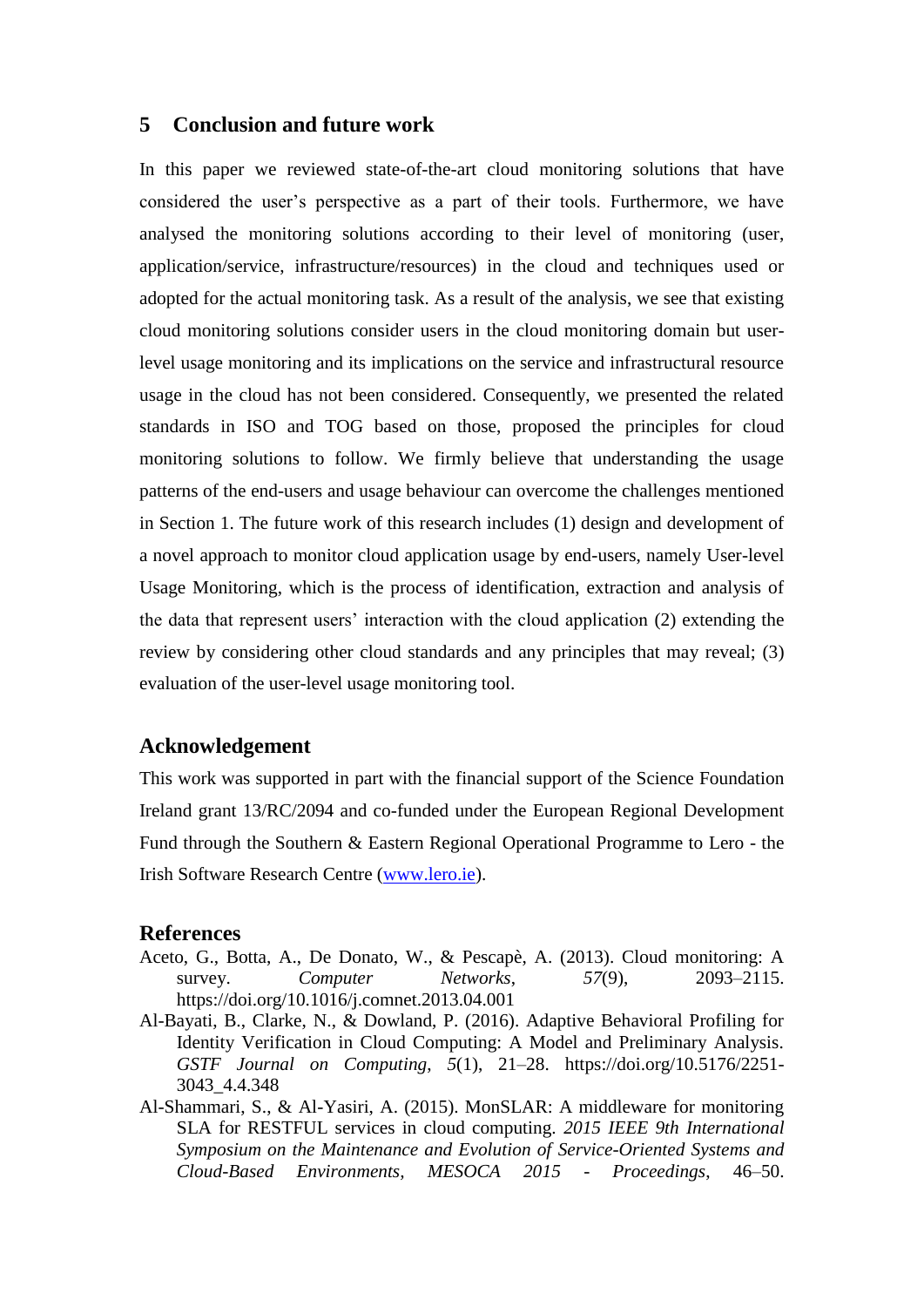## 5 Conclusion and future work

In this paper we reviewed state-of-the-art cloud monitoring solutions that have considered the user's perspective as a part of their tools. Furthermore, we have analysed the monitoring solutions according to their level of monitoring (user, application/service, infrastructure/resources) in the cloud and techniques used or adopted for the actual monitoring task. As a result of the analysis, we see that existing cloud monitoring solutions consider users in the cloud monitoring domain but user-level usage monitoring and its implications on the service and infrastructural resource usage in the cloud has not been considered. Consequently, we presented the related standards in ISO and TOG based on those, proposed the principles for cloud monitoring solutions to follow. We firmly believe that understanding the usage patterns of the end-users and usage behaviour can overcome the challenges mentioned in Section 1. The future work of this research includes (1) design and development of a novel approach to monitor cloud application usage by end-users, namely User-level Usage Monitoring, which is the process of identification, extraction and analysis of the data that represent users' interaction with the cloud application (2) extending the review by considering other cloud standards and any principles that may reveal; (3) evaluation of the user-level usage monitoring tool.

## Acknowledgement

This work was supported in part with the financial support of the Science Foundation Ireland grant 13/RC/2094 and co-funded under the European Regional Development Fund through the Southern & Eastern Regional Operational Programme to Lero - the Irish Software Research Centre ([www.lero.ie](http://www.lero.ie)).

## References

Aceto, G., Botta, A., De Donato, W., & Pescapè, A. (2013). Cloud monitoring: A survey. *Computer Networks*, *57*(9), 2093–2115. https://doi.org/10.1016/j.comnet.2013.04.001

Al-Bayati, B., Clarke, N., & Dowland, P. (2016). Adaptive Behavioral Profiling for Identity Verification in Cloud Computing: A Model and Preliminary Analysis. *GSTF Journal on Computing*, *5*(1), 21–28. https://doi.org/10.5176/2251-3043_4.4.348

Al-Shammari, S., & Al-Yasiri, A. (2015). MonSLAR: A middleware for monitoring SLA for RESTFUL services in cloud computing. *2015 IEEE 9th International Symposium on the Maintenance and Evolution of Service-Oriented Systems and Cloud-Based Environments, MESOCA 2015 - Proceedings*, 46–50.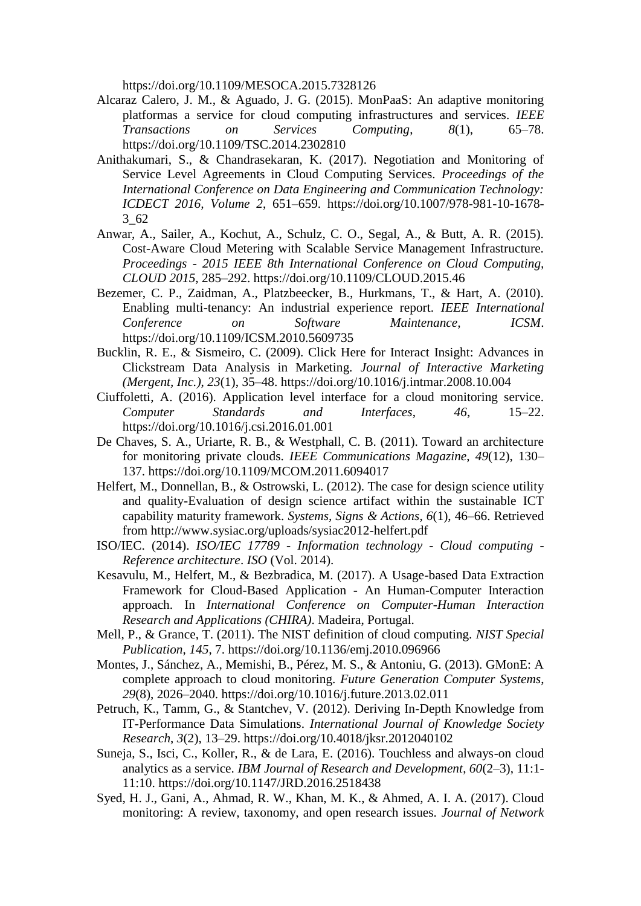https://doi.org/10.1109/MESOCA.2015.7328126

Alcaraz Calero, J. M., & Aguado, J. G. (2015). MonPaaS: An adaptive monitoring platformas a service for cloud computing infrastructures and services. *IEEE Transactions on Services Computing*, *8*(1), 65–78. https://doi.org/10.1109/TSC.2014.2302810

Anithakumari, S., & Chandrasekaran, K. (2017). Negotiation and Monitoring of Service Level Agreements in Cloud Computing Services. *Proceedings of the International Conference on Data Engineering and Communication Technology: ICDECT 2016, Volume 2*, 651–659. https://doi.org/10.1007/978-981-10-1678-3_62

Anwar, A., Sailer, A., Kochut, A., Schulz, C. O., Segal, A., & Butt, A. R. (2015). Cost-Aware Cloud Metering with Scalable Service Management Infrastructure. *Proceedings - 2015 IEEE 8th International Conference on Cloud Computing, CLOUD 2015*, 285–292. https://doi.org/10.1109/CLOUD.2015.46

Bezemer, C. P., Zaidman, A., Platzbeecker, B., Hurkmans, T., & Hart, A. (2010). Enabling multi-tenancy: An industrial experience report. *IEEE International Conference on Software Maintenance, ICSM*. https://doi.org/10.1109/ICSM.2010.5609735

Bucklin, R. E., & Sismeiro, C. (2009). Click Here for Interact Insight: Advances in Clickstream Data Analysis in Marketing. *Journal of Interactive Marketing (Mergent, Inc.)*, *23*(1), 35–48. https://doi.org/10.1016/j.intmar.2008.10.004

Ciuffoletti, A. (2016). Application level interface for a cloud monitoring service. *Computer Standards and Interfaces*, *46*, 15–22. https://doi.org/10.1016/j.csi.2016.01.001

De Chaves, S. A., Uriarte, R. B., & Westphall, C. B. (2011). Toward an architecture for monitoring private clouds. *IEEE Communications Magazine*, *49*(12), 130–137. https://doi.org/10.1109/MCOM.2011.6094017

Helfert, M., Donnellan, B., & Ostrowski, L. (2012). The case for design science utility and quality-Evaluation of design science artifact within the sustainable ICT capability maturity framework. *Systems, Signs & Actions*, *6*(1), 46–66. Retrieved from http://www.sysiac.org/uploads/sysiac2012-helfert.pdf

ISO/IEC. (2014). *ISO/IEC 17789 - Information technology - Cloud computing - Reference architecture*. *ISO* (Vol. 2014).

Kesavulu, M., Helfert, M., & Bezbradica, M. (2017). A Usage-based Data Extraction Framework for Cloud-Based Application - An Human-Computer Interaction approach. In *International Conference on Computer-Human Interaction Research and Applications (CHIRA)*. Madeira, Portugal.

Mell, P., & Grance, T. (2011). The NIST definition of cloud computing. *NIST Special Publication*, *145*, 7. https://doi.org/10.1136/emj.2010.096966

Montes, J., Sánchez, A., Memishi, B., Pérez, M. S., & Antoniu, G. (2013). GMonE: A complete approach to cloud monitoring. *Future Generation Computer Systems*, *29*(8), 2026–2040. https://doi.org/10.1016/j.future.2013.02.011

Petruch, K., Tamm, G., & Stantchev, V. (2012). Deriving In-Depth Knowledge from IT-Performance Data Simulations. *International Journal of Knowledge Society Research*, *3*(2), 13–29. https://doi.org/10.4018/jksr.2012040102

Suneja, S., Isci, C., Koller, R., & de Lara, E. (2016). Touchless and always-on cloud analytics as a service. *IBM Journal of Research and Development*, *60*(2–3), 11:1-11:10. https://doi.org/10.1147/JRD.2016.2518438

Syed, H. J., Gani, A., Ahmad, R. W., Khan, M. K., & Ahmed, A. I. A. (2017). Cloud monitoring: A review, taxonomy, and open research issues. *Journal of Network*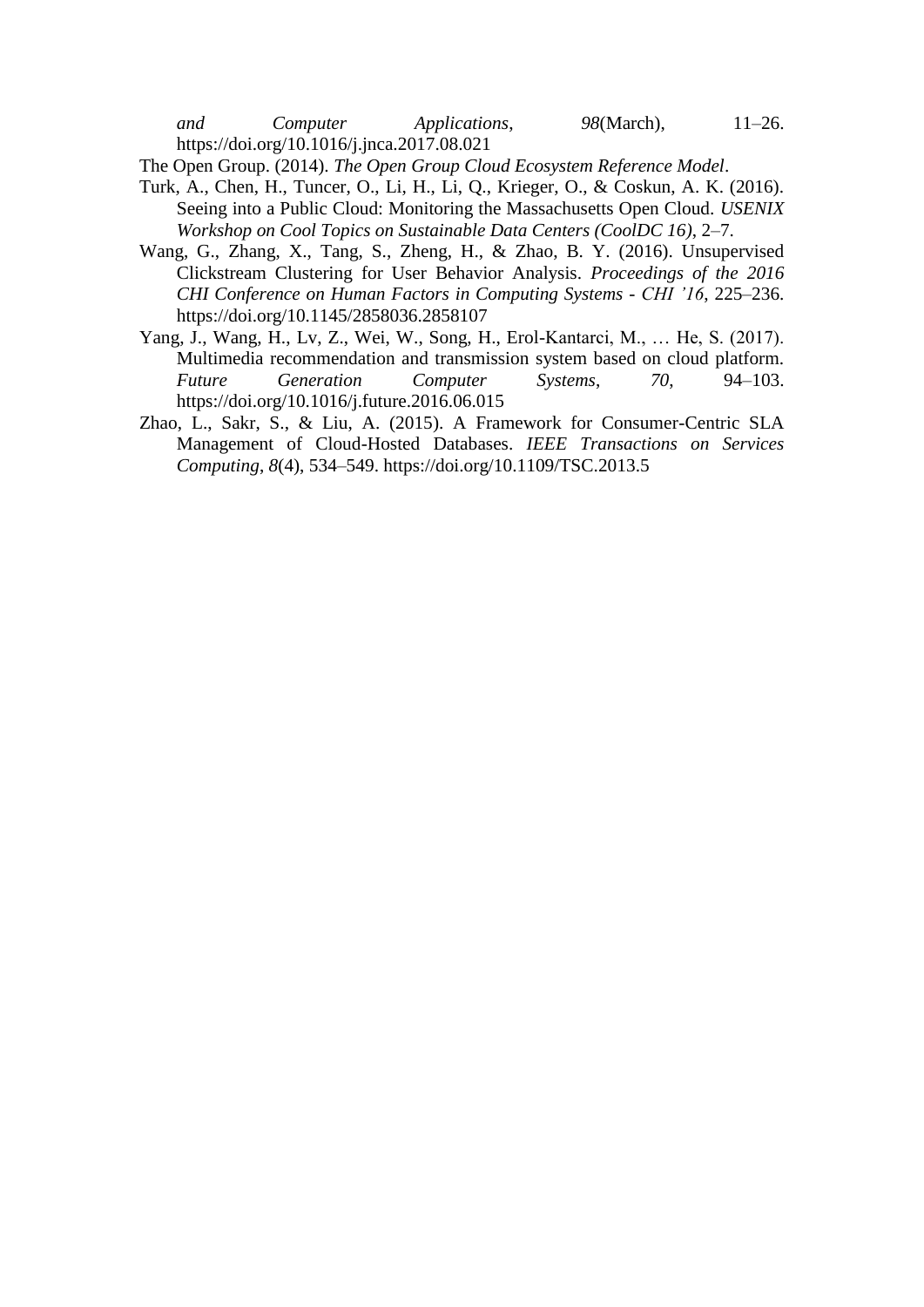*and Computer Applications*, *98*(March), 11–26. https://doi.org/10.1016/j.jnca.2017.08.021

The Open Group. (2014). *The Open Group Cloud Ecosystem Reference Model*.

Turk, A., Chen, H., Tuncer, O., Li, H., Li, Q., Krieger, O., & Coskun, A. K. (2016). Seeing into a Public Cloud: Monitoring the Massachusetts Open Cloud. *USENIX Workshop on Cool Topics on Sustainable Data Centers (CoolDC 16)*, 2–7.

Wang, G., Zhang, X., Tang, S., Zheng, H., & Zhao, B. Y. (2016). Unsupervised Clickstream Clustering for User Behavior Analysis. *Proceedings of the 2016 CHI Conference on Human Factors in Computing Systems - CHI '16*, 225–236. https://doi.org/10.1145/2858036.2858107

Yang, J., Wang, H., Lv, Z., Wei, W., Song, H., Erol-Kantarci, M., … He, S. (2017). Multimedia recommendation and transmission system based on cloud platform. *Future Generation Computer Systems*, *70*, 94–103. https://doi.org/10.1016/j.future.2016.06.015

Zhao, L., Sakr, S., & Liu, A. (2015). A Framework for Consumer-Centric SLA Management of Cloud-Hosted Databases. *IEEE Transactions on Services Computing*, *8*(4), 534–549. https://doi.org/10.1109/TSC.2013.5